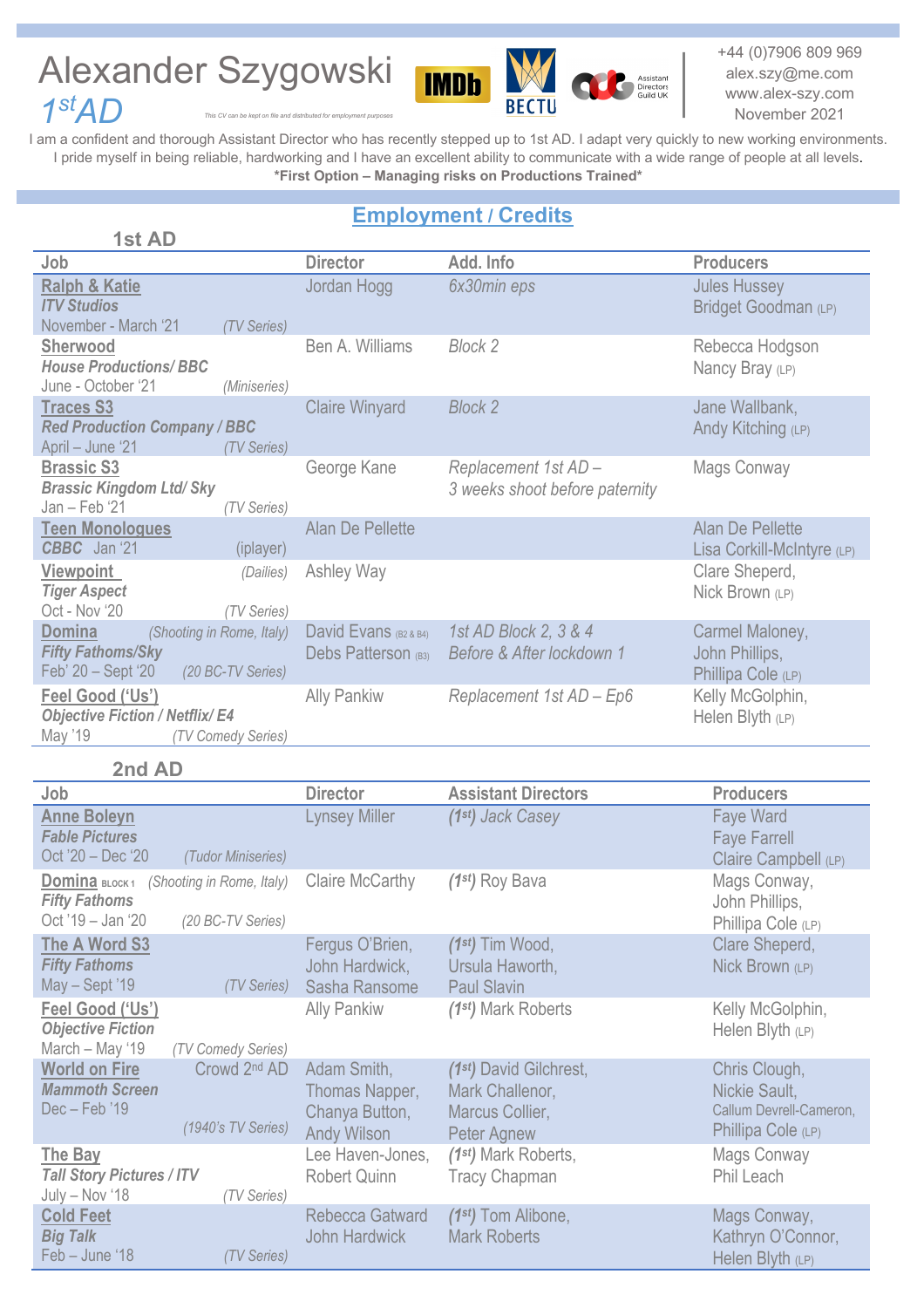# Alexander Szygowski

## $1^{st}$AD

*This CV can be kept on file and distributed for employment purposes*

+44 (0)7906 809 969
alex.szy@me.com
www.alex-szy.com
November 2021

I am a confident and thorough Assistant Director who has recently stepped up to 1st AD. I adapt very quickly to new working environments. I pride myself in being reliable, hardworking and I have an excellent ability to communicate with a wide range of people at all levels.

**\*First Option – Managing risks on Productions Trained\***

## Employment / Credits

### 1st AD

| Job | Director | Add. Info | Producers |
|---|---|---|---|
| **Ralph & Katie**<br>***ITV Studios***<br>November - March '21 *(TV Series)* | Jordan Hogg | *6x30min eps* | Jules Hussey<br>Bridget Goodman (LP) |
| **Sherwood**<br>***House Productions/ BBC***<br>June - October '21 *(Miniseries)* | Ben A. Williams | *Block 2* | Rebecca Hodgson<br>Nancy Bray (LP) |
| **Traces S3**<br>***Red Production Company / BBC***<br>April – June '21 *(TV Series)* | Claire Winyard | *Block 2* | Jane Wallbank,<br>Andy Kitching (LP) |
| **Brassic S3**<br>***Brassic Kingdom Ltd/ Sky***<br>Jan – Feb '21 *(TV Series)* | George Kane | *Replacement 1st AD –*<br>*3 weeks shoot before paternity* | Mags Conway |
| **Teen Monologues**<br>***CBBC*** Jan '21 (iplayer) | Alan De Pellette | | Alan De Pellette<br>Lisa Corkill-McIntyre (LP) |
| **Viewpoint** *(Dailies)*<br>***Tiger Aspect***<br>Oct - Nov '20 *(TV Series)* | Ashley Way | | Clare Sheperd,<br>Nick Brown (LP) |
| **Domina** *(Shooting in Rome, Italy)*<br>***Fifty Fathoms/Sky***<br>Feb' 20 – Sept '20 *(20 BC-TV Series)* | David Evans (B2 & B4)<br>Debs Patterson (B3) | *1st AD Block 2, 3 & 4*<br>*Before & After lockdown 1* | Carmel Maloney,<br>John Phillips,<br>Phillipa Cole (LP) |
| **Feel Good ('Us')**<br>***Objective Fiction / Netflix/ E4***<br>May '19 *(TV Comedy Series)* | Ally Pankiw | *Replacement 1st AD – Ep6* | Kelly McGolphin,<br>Helen Blyth (LP) |

### 2nd AD

| Job | Director | Assistant Directors | Producers |
|---|---|---|---|
| **Anne Boleyn**<br>***Fable Pictures***<br>Oct '20 – Dec '20 *(Tudor Miniseries)* | Lynsey Miller | *($1^{st}$) Jack Casey* | Faye Ward<br>Faye Farrell<br>Claire Campbell (LP) |
| **Domina** BLOCK 1 *(Shooting in Rome, Italy)*<br>***Fifty Fathoms***<br>Oct '19 – Jan '20 *(20 BC-TV Series)* | Claire McCarthy | *($1^{st}$)* Roy Bava | Mags Conway,<br>John Phillips,<br>Phillipa Cole (LP) |
| **The A Word S3**<br>***Fifty Fathoms***<br>May – Sept '19 *(TV Series)* | Fergus O'Brien,<br>John Hardwick,<br>Sasha Ransome | *($1^{st}$)* Tim Wood,<br>Ursula Haworth,<br>Paul Slavin | Clare Sheperd,<br>Nick Brown (LP) |
| **Feel Good ('Us')**<br>***Objective Fiction***<br>March – May '19 *(TV Comedy Series)* | Ally Pankiw | *($1^{st}$)* Mark Roberts | Kelly McGolphin,<br>Helen Blyth (LP) |
| **World on Fire** Crowd $2^{nd}$ AD<br>***Mammoth Screen***<br>Dec – Feb '19<br>*(1940's TV Series)* | Adam Smith,<br>Thomas Napper,<br>Chanya Button,<br>Andy Wilson | *($1^{st}$)* David Gilchrest,<br>Mark Challenor,<br>Marcus Collier,<br>Peter Agnew | Chris Clough,<br>Nickie Sault,<br>Callum Devrell-Cameron,<br>Phillipa Cole (LP) |
| **The Bay**<br>***Tall Story Pictures / ITV***<br>July – Nov '18 *(TV Series)* | Lee Haven-Jones,<br>Robert Quinn | *($1^{st}$)* Mark Roberts,<br>Tracy Chapman | Mags Conway<br>Phil Leach |
| **Cold Feet**<br>***Big Talk***<br>Feb – June '18 *(TV Series)* | Rebecca Gatward<br>John Hardwick | *($1^{st}$)* Tom Alibone,<br>Mark Roberts | Mags Conway,<br>Kathryn O'Connor,<br>Helen Blyth (LP) |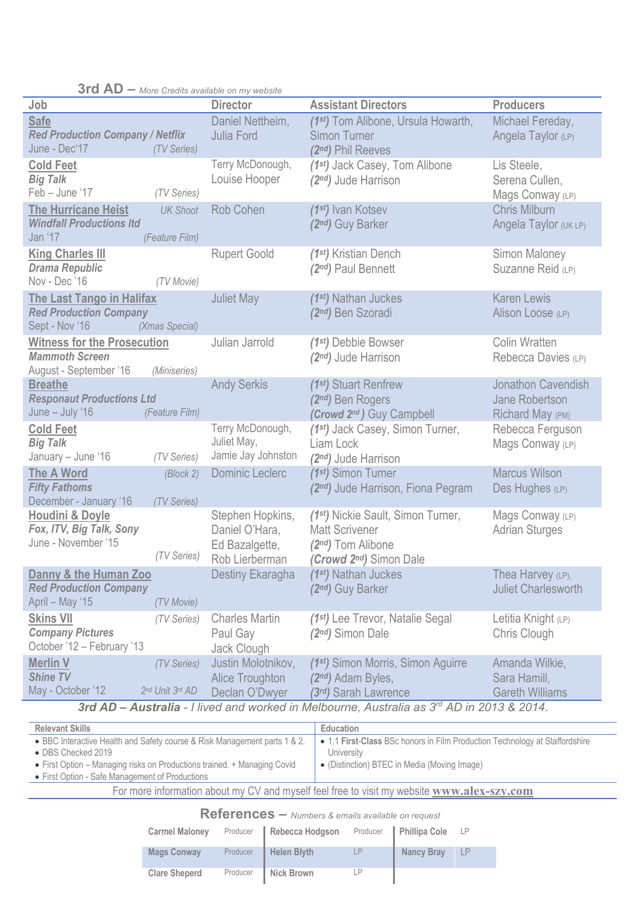## 3rd AD – *More Credits available on my website*

| Job | Director | Assistant Directors | Producers |
|---|---|---|---|
| **Safe**<br>***Red Production Company / Netflix***<br>June - Dec'17 *(TV Series)* | Daniel Nettheim, Julia Ford | ***(1st)*** Tom Alibone, Ursula Howarth, Simon Turner<br>***(2nd)*** Phil Reeves | Michael Fereday, Angela Taylor (LP) |
| **Cold Feet**<br>***Big Talk***<br>Feb – June '17 *(TV Series)* | Terry McDonough, Louise Hooper | ***(1st)*** Jack Casey, Tom Alibone<br>***(2nd)*** Jude Harrison | Lis Steele, Serena Cullen, Mags Conway (LP) |
| **The Hurricane Heist** *UK Shoot*<br>***Windfall Productions ltd***<br>Jan '17 *(Feature Film)* | Rob Cohen | ***(1st)*** Ivan Kotsev<br>***(2nd)*** Guy Barker | Chris Milburn<br>Angela Taylor (UK LP) |
| **King Charles III**<br>***Drama Republic***<br>Nov - Dec '16 *(TV Movie)* | Rupert Goold | ***(1st)*** Kristian Dench<br>***(2nd)*** Paul Bennett | Simon Maloney<br>Suzanne Reid (LP) |
| **The Last Tango in Halifax**<br>***Red Production Company***<br>Sept - Nov '16 *(Xmas Special)* | Juliet May | ***(1st)*** Nathan Juckes<br>***(2nd)*** Ben Szoradi | Karen Lewis<br>Alison Loose (LP) |
| **Witness for the Prosecution**<br>***Mammoth Screen***<br>August - September '16 *(Miniseries)* | Julian Jarrold | ***(1st)*** Debbie Bowser<br>***(2nd)*** Jude Harrison | Colin Wratten<br>Rebecca Davies (LP) |
| **Breathe**<br>***Responaut Productions Ltd***<br>June – July '16 *(Feature Film)* | Andy Serkis | ***(1st)*** Stuart Renfrew<br>***(2nd)*** Ben Rogers<br>***(Crowd 2nd)*** Guy Campbell | Jonathon Cavendish<br>Jane Robertson<br>Richard May (PM) |
| **Cold Feet**<br>***Big Talk***<br>January – June '16 *(TV Series)* | Terry McDonough, Juliet May, Jamie Jay Johnston | ***(1st)*** Jack Casey, Simon Turner, Liam Lock<br>***(2nd)*** Jude Harrison | Rebecca Ferguson<br>Mags Conway (LP) |
| **The A Word** *(Block 2)*<br>***Fifty Fathoms***<br>December - January '16 *(TV Series)* | Dominic Leclerc | ***(1st)*** Simon Turner<br>***(2nd)*** Jude Harrison, Fiona Pegram | Marcus Wilson<br>Des Hughes (LP) |
| **Houdini & Doyle**<br>***Fox, ITV, Big Talk, Sony***<br>June - November '15 *(TV Series)* | Stephen Hopkins, Daniel O'Hara, Ed Bazalgette, Rob Lierberman | ***(1st)*** Nickie Sault, Simon Turner, Matt Scrivener<br>***(2nd)*** Tom Alibone<br>***(Crowd 2nd)*** Simon Dale | Mags Conway (LP)<br>Adrian Sturges |
| **Danny & the Human Zoo**<br>***Red Production Company***<br>April – May '15 *(TV Movie)* | Destiny Ekaragha | ***(1st)*** Nathan Juckes<br>***(2nd)*** Guy Barker | Thea Harvey (LP),<br>Juliet Charlesworth |
| **Skins VII** *(TV Series)*<br>***Company Pictures***<br>October '12 – February '13 | Charles Martin<br>Paul Gay<br>Jack Clough | ***(1st)*** Lee Trevor, Natalie Segal<br>***(2nd)*** Simon Dale | Letitia Knight (LP)<br>Chris Clough |
| **Merlin V** *(TV Series)*<br>***Shine TV***<br>May - October '12 *2nd Unit 3rd AD* | Justin Molotnikov, Alice Troughton<br>Declan O'Dwyer | ***(1st)*** Simon Morris, Simon Aguirre<br>***(2nd)*** Adam Byles,<br>***(3rd)*** Sarah Lawrence | Amanda Wilkie,<br>Sara Hamill,<br>Gareth Williams |

***3rd AD – Australia*** *- I lived and worked in Melbourne, Australia as 3rd AD in 2013 & 2014.*

| Relevant Skills | Education |
|---|---|
| • BBC Interactive Health and Safety course & Risk Management parts 1 & 2.<br>• DBS Checked 2019<br>• First Option – Managing risks on Productions trained. + Managing Covid<br>• First Option - Safe Management of Productions | • 1.1 **First-Class** BSc honors in Film Production Technology at Staffordshire University<br>• (Distinction) BTEC in Media (Moving Image) |

For more information about my CV and myself feel free to visit my website **www.alex-szy.com**

## References – *Numbers & emails available on request*

| | | | | | |
|---|---|---|---|---|---|
| **Carmel Maloney** | Producer | **Rebecca Hodgson** | Producer | **Phillipa Cole** | LP |
| **Mags Conway** | Producer | **Helen Blyth** | LP | **Nancy Bray** | LP |
| **Clare Sheperd** | Producer | **Nick Brown** | LP | | |